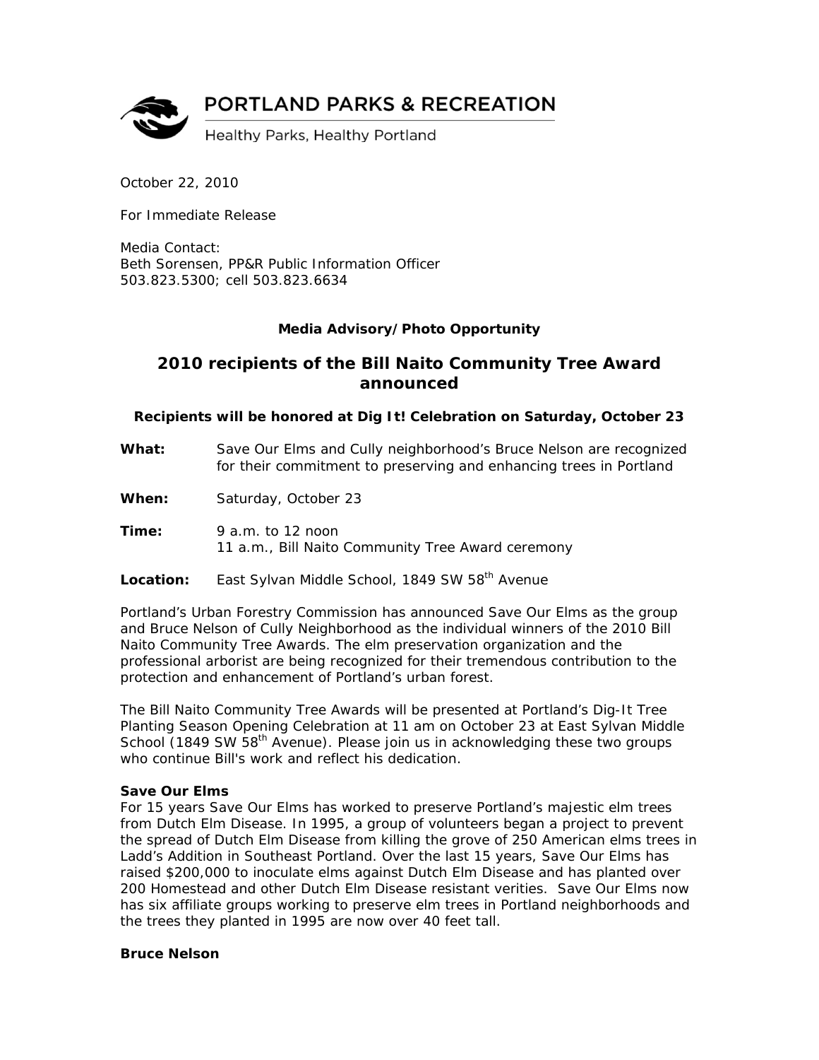PORTLAND PARKS & RECREATION

Healthy Parks, Healthy Portland

October 22, 2010

For Immediate Release

Media Contact:
Beth Sorensen, PP&R Public Information Officer
503.823.5300; cell 503.823.6634

**Media Advisory/Photo Opportunity**

## 2010 recipients of the Bill Naito Community Tree Award announced

**Recipients will be honored at Dig It! Celebration on Saturday, October 23**

**What:** Save Our Elms and Cully neighborhood's Bruce Nelson are recognized for their commitment to preserving and enhancing trees in Portland

**When:** Saturday, October 23

**Time:** 9 a.m. to 12 noon
11 a.m., Bill Naito Community Tree Award ceremony

**Location:** East Sylvan Middle School, 1849 SW 58th Avenue

Portland's Urban Forestry Commission has announced Save Our Elms as the group and Bruce Nelson of Cully Neighborhood as the individual winners of the 2010 Bill Naito Community Tree Awards. The elm preservation organization and the professional arborist are being recognized for their tremendous contribution to the protection and enhancement of Portland's urban forest.

The Bill Naito Community Tree Awards will be presented at Portland's Dig-It Tree Planting Season Opening Celebration at 11 am on October 23 at East Sylvan Middle School (1849 SW 58th Avenue). Please join us in acknowledging these two groups who continue Bill's work and reflect his dedication.

**Save Our Elms**

For 15 years Save Our Elms has worked to preserve Portland's majestic elm trees from Dutch Elm Disease. In 1995, a group of volunteers began a project to prevent the spread of Dutch Elm Disease from killing the grove of 250 American elms trees in Ladd's Addition in Southeast Portland. Over the last 15 years, Save Our Elms has raised $200,000 to inoculate elms against Dutch Elm Disease and has planted over 200 Homestead and other Dutch Elm Disease resistant verities. Save Our Elms now has six affiliate groups working to preserve elm trees in Portland neighborhoods and the trees they planted in 1995 are now over 40 feet tall.

**Bruce Nelson**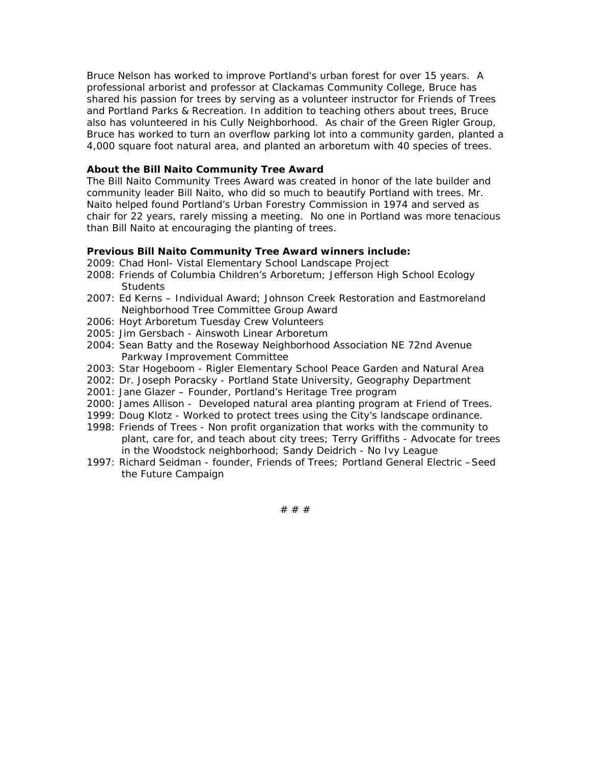Bruce Nelson has worked to improve Portland's urban forest for over 15 years. A professional arborist and professor at Clackamas Community College, Bruce has shared his passion for trees by serving as a volunteer instructor for Friends of Trees and Portland Parks & Recreation. In addition to teaching others about trees, Bruce also has volunteered in his Cully Neighborhood. As chair of the Green Rigler Group, Bruce has worked to turn an overflow parking lot into a community garden, planted a 4,000 square foot natural area, and planted an arboretum with 40 species of trees.

**About the Bill Naito Community Tree Award**

The Bill Naito Community Trees Award was created in honor of the late builder and community leader Bill Naito, who did so much to beautify Portland with trees. Mr. Naito helped found Portland's Urban Forestry Commission in 1974 and served as chair for 22 years, rarely missing a meeting. No one in Portland was more tenacious than Bill Naito at encouraging the planting of trees.

**Previous Bill Naito Community Tree Award winners include:**

2009: Chad Honl- Vistal Elementary School Landscape Project
2008: Friends of Columbia Children's Arboretum; Jefferson High School Ecology Students
2007: Ed Kerns – Individual Award; Johnson Creek Restoration and Eastmoreland Neighborhood Tree Committee Group Award
2006: Hoyt Arboretum Tuesday Crew Volunteers
2005: Jim Gersbach - Ainswoth Linear Arboretum
2004: Sean Batty and the Roseway Neighborhood Association NE 72nd Avenue Parkway Improvement Committee
2003: Star Hogeboom - Rigler Elementary School Peace Garden and Natural Area
2002: Dr. Joseph Poracsky - Portland State University, Geography Department
2001: Jane Glazer – Founder, Portland's Heritage Tree program
2000: James Allison - Developed natural area planting program at Friend of Trees.
1999: Doug Klotz - Worked to protect trees using the City's landscape ordinance.
1998: Friends of Trees - Non profit organization that works with the community to plant, care for, and teach about city trees; Terry Griffiths - Advocate for trees in the Woodstock neighborhood; Sandy Deidrich - No Ivy League
1997: Richard Seidman - founder, Friends of Trees; Portland General Electric –Seed the Future Campaign

# # #